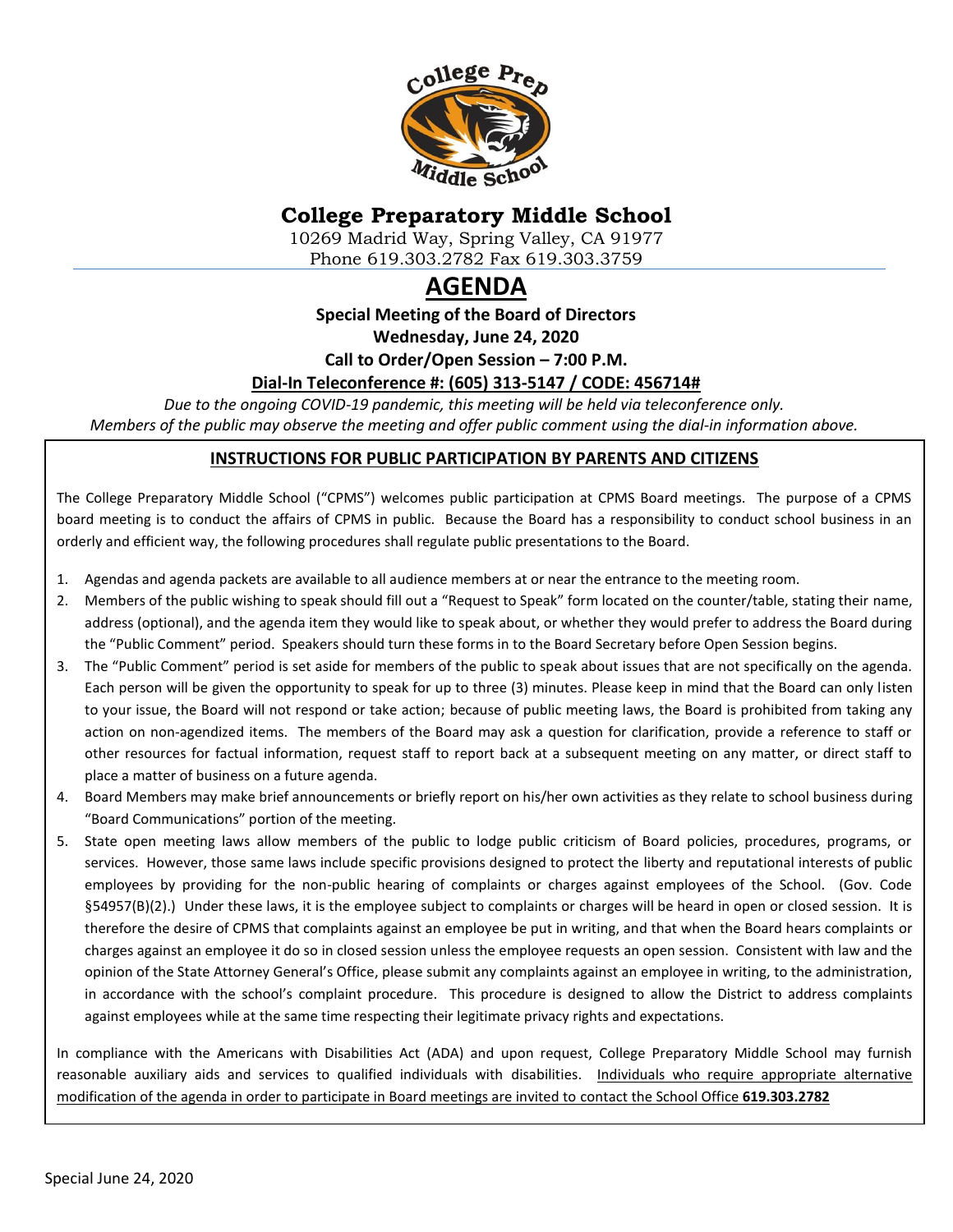# College Preparatory Middle School

10269 Madrid Way, Spring Valley, CA 91977
Phone 619.303.2782 Fax 619.303.3759

# AGENDA

**Special Meeting of the Board of Directors**
**Wednesday, June 24, 2020**
**Call to Order/Open Session – 7:00 P.M.**
**Dial-In Teleconference #: (605) 313-5147 / CODE: 456714#**

*Due to the ongoing COVID-19 pandemic, this meeting will be held via teleconference only.*
*Members of the public may observe the meeting and offer public comment using the dial-in information above.*

## INSTRUCTIONS FOR PUBLIC PARTICIPATION BY PARENTS AND CITIZENS

The College Preparatory Middle School ("CPMS") welcomes public participation at CPMS Board meetings. The purpose of a CPMS board meeting is to conduct the affairs of CPMS in public. Because the Board has a responsibility to conduct school business in an orderly and efficient way, the following procedures shall regulate public presentations to the Board.

1. Agendas and agenda packets are available to all audience members at or near the entrance to the meeting room.
2. Members of the public wishing to speak should fill out a "Request to Speak" form located on the counter/table, stating their name, address (optional), and the agenda item they would like to speak about, or whether they would prefer to address the Board during the "Public Comment" period. Speakers should turn these forms in to the Board Secretary before Open Session begins.
3. The "Public Comment" period is set aside for members of the public to speak about issues that are not specifically on the agenda. Each person will be given the opportunity to speak for up to three (3) minutes. Please keep in mind that the Board can only listen to your issue, the Board will not respond or take action; because of public meeting laws, the Board is prohibited from taking any action on non-agendized items. The members of the Board may ask a question for clarification, provide a reference to staff or other resources for factual information, request staff to report back at a subsequent meeting on any matter, or direct staff to place a matter of business on a future agenda.
4. Board Members may make brief announcements or briefly report on his/her own activities as they relate to school business during "Board Communications" portion of the meeting.
5. State open meeting laws allow members of the public to lodge public criticism of Board policies, procedures, programs, or services. However, those same laws include specific provisions designed to protect the liberty and reputational interests of public employees by providing for the non-public hearing of complaints or charges against employees of the School. (Gov. Code §54957(B)(2).) Under these laws, it is the employee subject to complaints or charges will be heard in open or closed session. It is therefore the desire of CPMS that complaints against an employee be put in writing, and that when the Board hears complaints or charges against an employee it do so in closed session unless the employee requests an open session. Consistent with law and the opinion of the State Attorney General's Office, please submit any complaints against an employee in writing, to the administration, in accordance with the school's complaint procedure. This procedure is designed to allow the District to address complaints against employees while at the same time respecting their legitimate privacy rights and expectations.

In compliance with the Americans with Disabilities Act (ADA) and upon request, College Preparatory Middle School may furnish reasonable auxiliary aids and services to qualified individuals with disabilities. Individuals who require appropriate alternative modification of the agenda in order to participate in Board meetings are invited to contact the School Office **619.303.2782**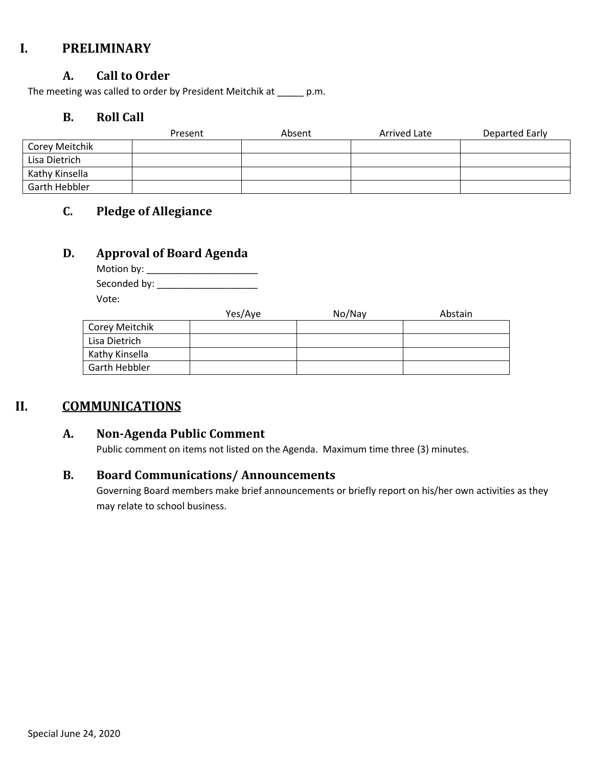# I. PRELIMINARY

## A. Call to Order

The meeting was called to order by President Meitchik at _____ p.m.

## B. Roll Call

| | Present | Absent | Arrived Late | Departed Early |
|---|---|---|---|---|
| Corey Meitchik | | | | |
| Lisa Dietrich | | | | |
| Kathy Kinsella | | | | |
| Garth Hebbler | | | | |

## C. Pledge of Allegiance

## D. Approval of Board Agenda

Motion by: ______________________

Seconded by: ____________________

Vote:

| | Yes/Aye | No/Nay | Abstain |
|---|---|---|---|
| Corey Meitchik | | | |
| Lisa Dietrich | | | |
| Kathy Kinsella | | | |
| Garth Hebbler | | | |

# II. COMMUNICATIONS

## A. Non-Agenda Public Comment

Public comment on items not listed on the Agenda. Maximum time three (3) minutes.

## B. Board Communications/ Announcements

Governing Board members make brief announcements or briefly report on his/her own activities as they may relate to school business.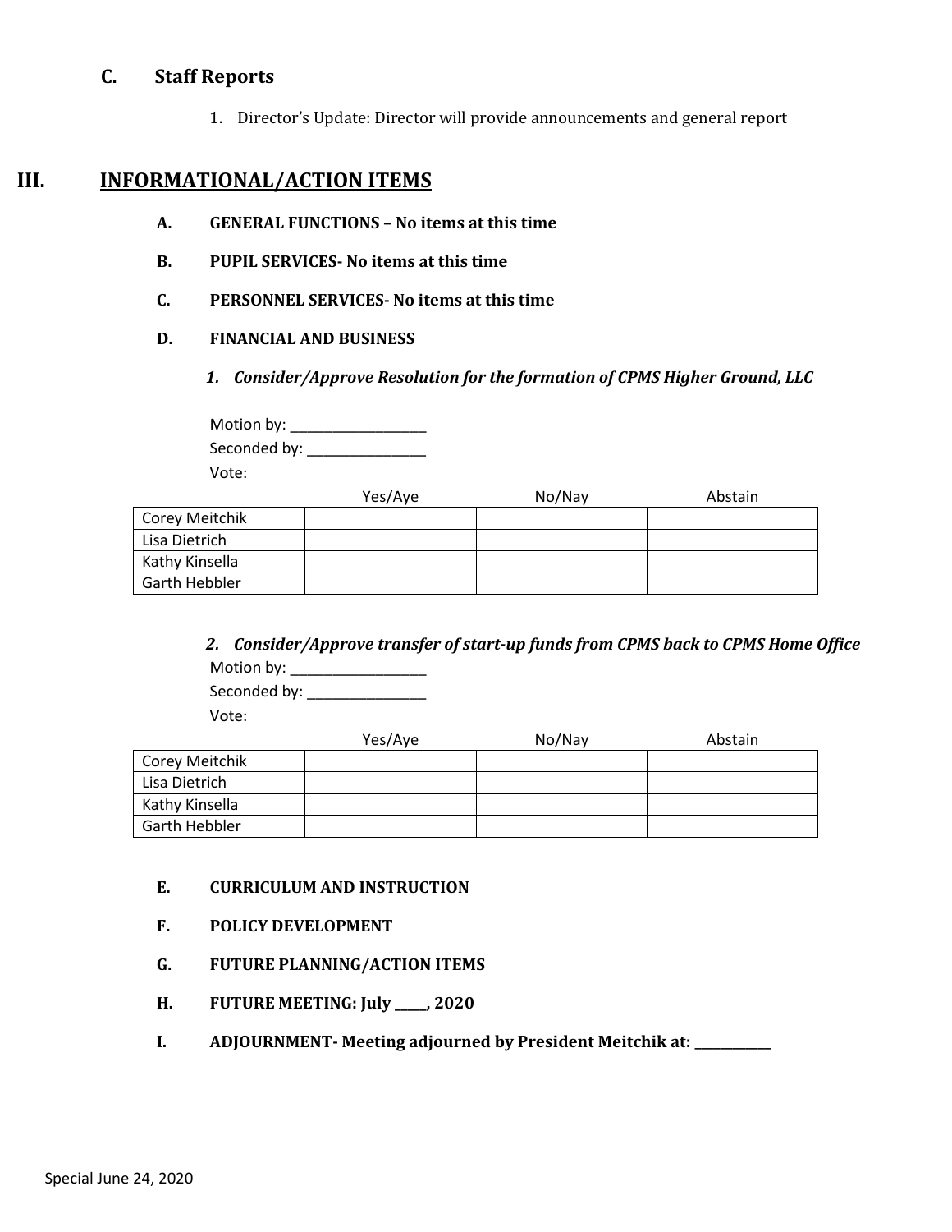### C. Staff Reports

1. Director's Update: Director will provide announcements and general report

## III. INFORMATIONAL/ACTION ITEMS

**A. GENERAL FUNCTIONS – No items at this time**

**B. PUPIL SERVICES- No items at this time**

**C. PERSONNEL SERVICES- No items at this time**

**D. FINANCIAL AND BUSINESS**

***1. Consider/Approve Resolution for the formation of CPMS Higher Ground, LLC***

Motion by: _________________
Seconded by: _______________
Vote:

| | Yes/Aye | No/Nay | Abstain |
|---|---|---|---|
| Corey Meitchik | | | |
| Lisa Dietrich | | | |
| Kathy Kinsella | | | |
| Garth Hebbler | | | |

***2. Consider/Approve transfer of start-up funds from CPMS back to CPMS Home Office***

Motion by: _________________
Seconded by: _______________
Vote:

| | Yes/Aye | No/Nay | Abstain |
|---|---|---|---|
| Corey Meitchik | | | |
| Lisa Dietrich | | | |
| Kathy Kinsella | | | |
| Garth Hebbler | | | |

**E. CURRICULUM AND INSTRUCTION**

**F. POLICY DEVELOPMENT**

**G. FUTURE PLANNING/ACTION ITEMS**

**H. FUTURE MEETING: July _____, 2020**

**I. ADJOURNMENT- Meeting adjourned by President Meitchik at: ___________**

Special June 24, 2020